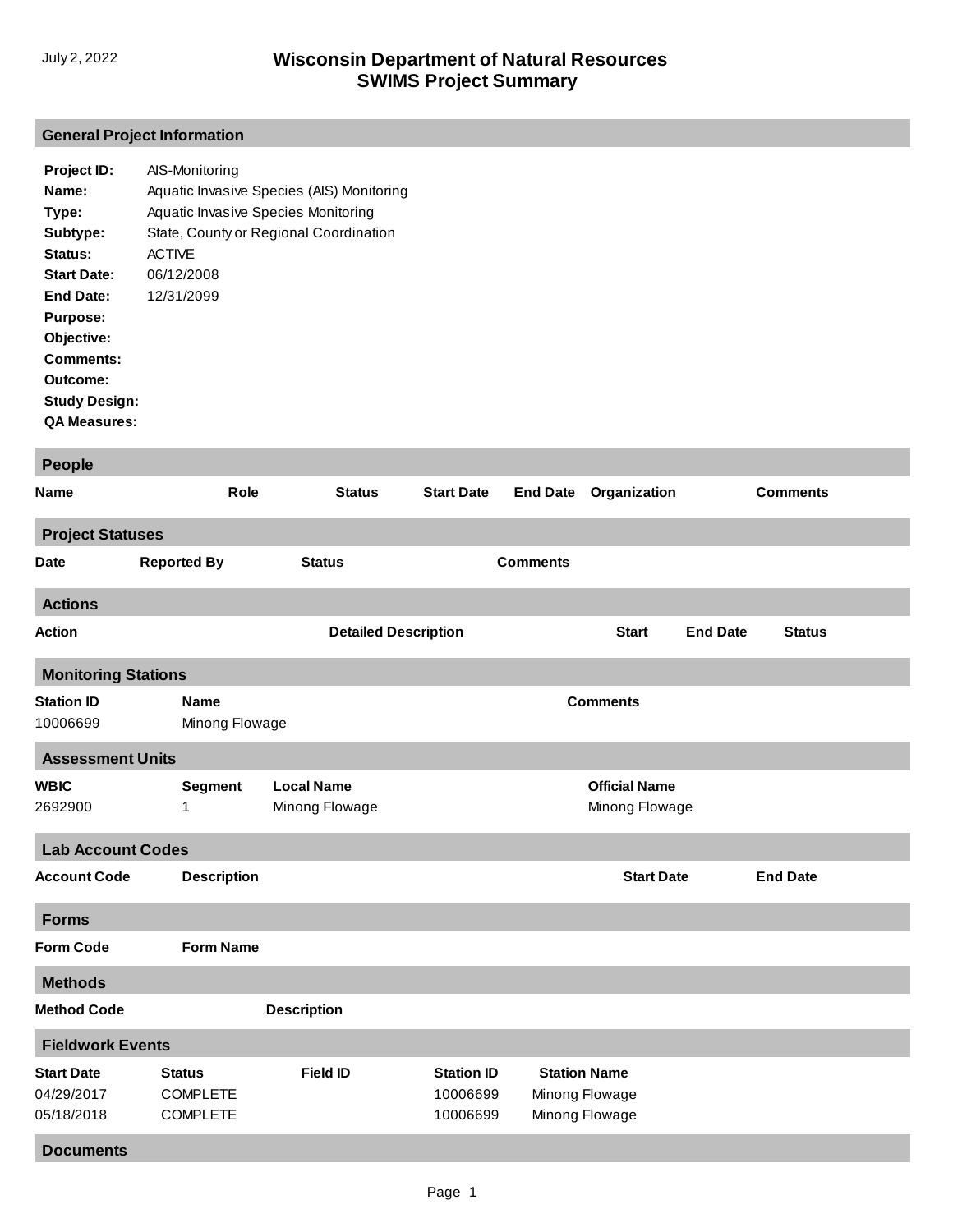July 2, 2022

# Wisconsin Department of Natural Resources
# SWIMS Project Summary

## General Project Information

**Project ID:** AIS-Monitoring
**Name:** Aquatic Invasive Species (AIS) Monitoring
**Type:** Aquatic Invasive Species Monitoring
**Subtype:** State, County or Regional Coordination
**Status:** ACTIVE
**Start Date:** 06/12/2008
**End Date:** 12/31/2099
**Purpose:**
**Objective:**
**Comments:**
**Outcome:**
**Study Design:**
**QA Measures:**

## People

| Name | Role | Status | Start Date | End Date | Organization | Comments |
|---|---|---|---|---|---|---|

## Project Statuses

| Date | Reported By | Status | Comments |
|---|---|---|---|

## Actions

| Action | Detailed Description | Start | End Date | Status |
|---|---|---|---|---|

## Monitoring Stations

| Station ID | Name | Comments |
|---|---|---|
| 10006699 | Minong Flowage | |

## Assessment Units

| WBIC | Segment | Local Name | Official Name |
|---|---|---|---|
| 2692900 | 1 | Minong Flowage | Minong Flowage |

## Lab Account Codes

| Account Code | Description | Start Date | End Date |
|---|---|---|---|

## Forms

| Form Code | Form Name |
|---|---|

## Methods

| Method Code | Description |
|---|---|

## Fieldwork Events

| Start Date | Status | Field ID | Station ID | Station Name |
|---|---|---|---|---|
| 04/29/2017 | COMPLETE | | 10006699 | Minong Flowage |
| 05/18/2018 | COMPLETE | | 10006699 | Minong Flowage |

## Documents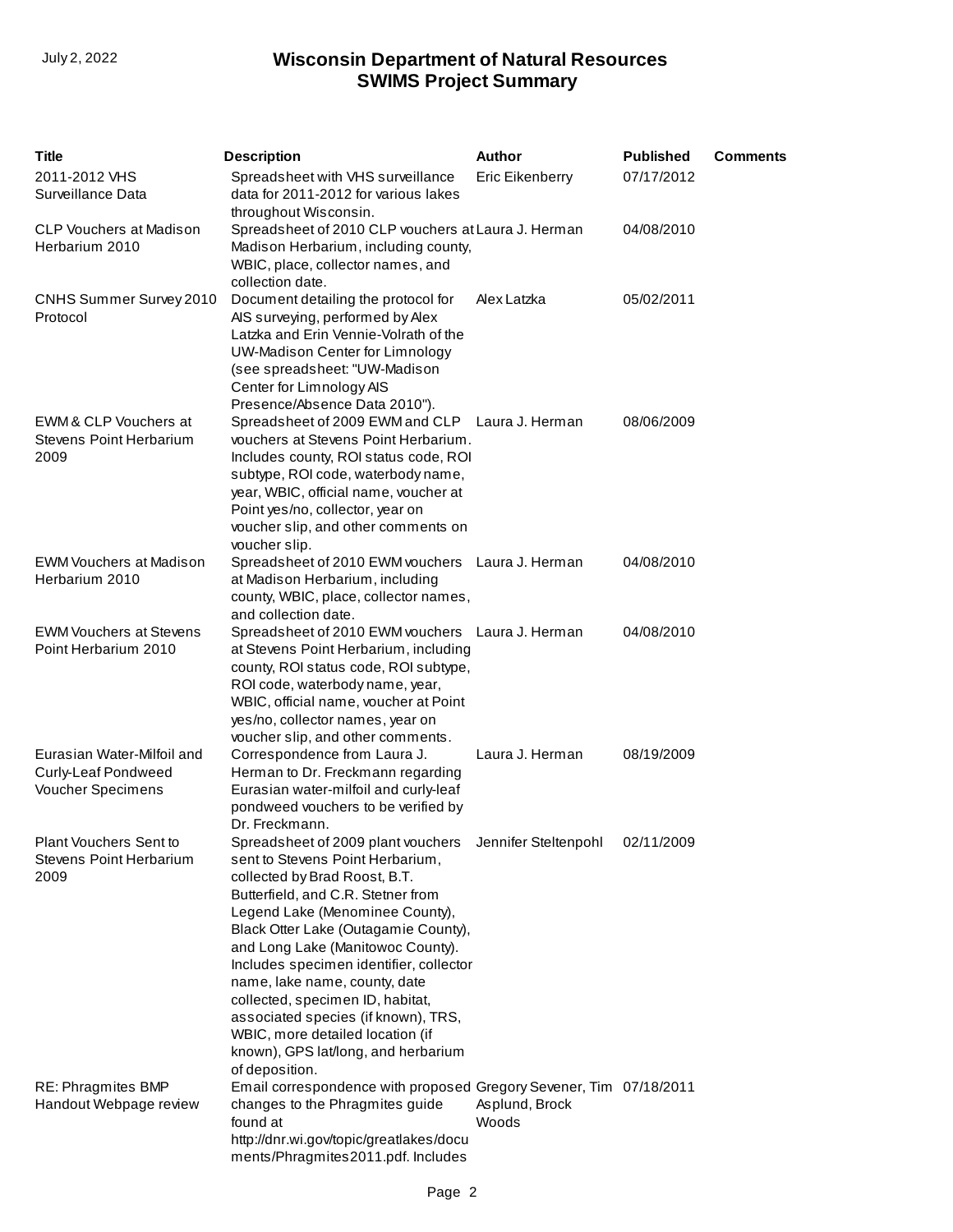| Title | Description | Author | Published | Comments |
|---|---|---|---|---|
| 2011-2012 VHS Surveillance Data | Spreadsheet with VHS surveillance data for 2011-2012 for various lakes throughout Wisconsin. | Eric Eikenberry | 07/17/2012 | |
| CLP Vouchers at Madison Herbarium 2010 | Spreadsheet of 2010 CLP vouchers at Madison Herbarium, including county, WBIC, place, collector names, and collection date. | Laura J. Herman | 04/08/2010 | |
| CNHS Summer Survey 2010 Protocol | Document detailing the protocol for AIS surveying, performed by Alex Latzka and Erin Vennie-Volrath of the UW-Madison Center for Limnology (see spreadsheet: "UW-Madison Center for Limnology AIS Presence/Absence Data 2010"). | Alex Latzka | 05/02/2011 | |
| EWM & CLP Vouchers at Stevens Point Herbarium 2009 | Spreadsheet of 2009 EWM and CLP vouchers at Stevens Point Herbarium. Includes county, ROI status code, ROI subtype, ROI code, waterbody name, year, WBIC, official name, voucher at Point yes/no, collector, year on voucher slip, and other comments on voucher slip. | Laura J. Herman | 08/06/2009 | |
| EWM Vouchers at Madison Herbarium 2010 | Spreadsheet of 2010 EWM vouchers at Madison Herbarium, including county, WBIC, place, collector names, and collection date. | Laura J. Herman | 04/08/2010 | |
| EWM Vouchers at Stevens Point Herbarium 2010 | Spreadsheet of 2010 EWM vouchers at Stevens Point Herbarium, including county, ROI status code, ROI subtype, ROI code, waterbody name, year, WBIC, official name, voucher at Point yes/no, collector names, year on voucher slip, and other comments. | Laura J. Herman | 04/08/2010 | |
| Eurasian Water-Milfoil and Curly-Leaf Pondweed Voucher Specimens | Correspondence from Laura J. Herman to Dr. Freckmann regarding Eurasian water-milfoil and curly-leaf pondweed vouchers to be verified by Dr. Freckmann. | Laura J. Herman | 08/19/2009 | |
| Plant Vouchers Sent to Stevens Point Herbarium 2009 | Spreadsheet of 2009 plant vouchers sent to Stevens Point Herbarium, collected by Brad Roost, B.T. Butterfield, and C.R. Stetner from Legend Lake (Menominee County), Black Otter Lake (Outagamie County), and Long Lake (Manitowoc County). Includes specimen identifier, collector name, lake name, county, date collected, specimen ID, habitat, associated species (if known), TRS, WBIC, more detailed location (if known), GPS lat/long, and herbarium of deposition. | Jennifer Steltenpohl | 02/11/2009 | |
| RE: Phragmites BMP Handout Webpage review | Email correspondence with proposed changes to the Phragmites guide found at http://dnr.wi.gov/topic/greatlakes/documents/Phragmites2011.pdf. Includes | Gregory Sevener, Tim Asplund, Brock Woods | 07/18/2011 | |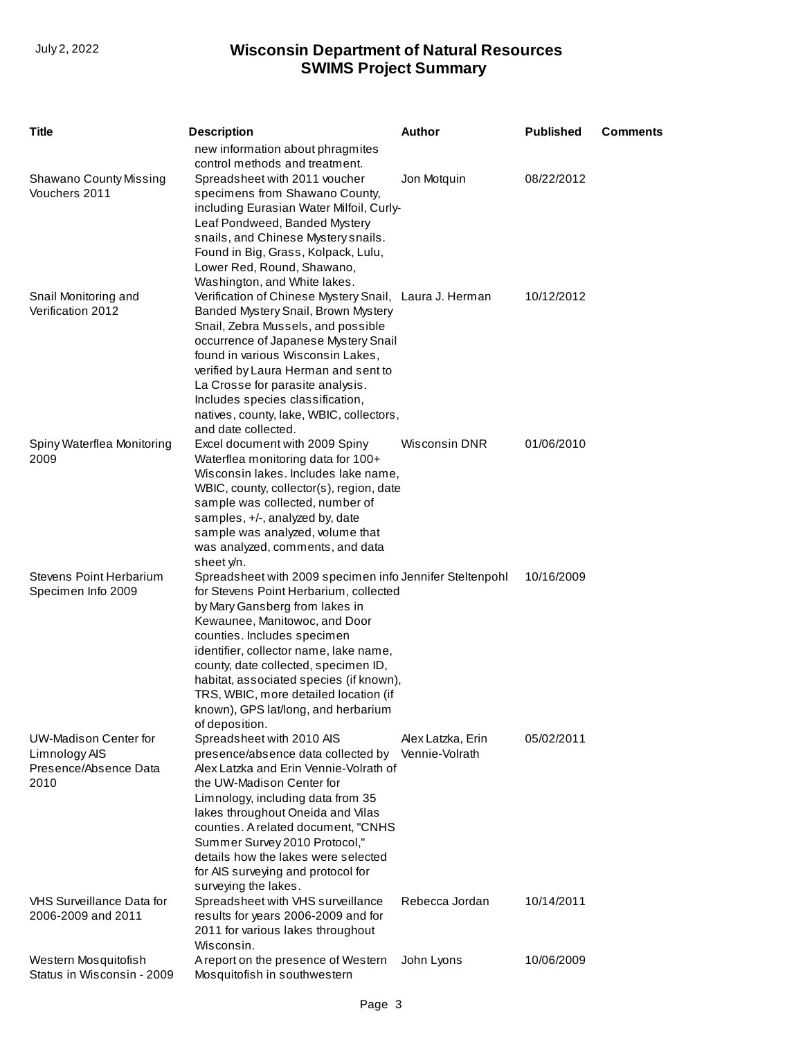| Title | Description | Author | Published | Comments |
|---|---|---|---|---|
| | new information about phragmites control methods and treatment. | | | |
| Shawano County Missing Vouchers 2011 | Spreadsheet with 2011 voucher specimens from Shawano County, including Eurasian Water Milfoil, Curly-Leaf Pondweed, Banded Mystery snails, and Chinese Mystery snails. Found in Big, Grass, Kolpack, Lulu, Lower Red, Round, Shawano, Washington, and White lakes. | Jon Motquin | 08/22/2012 | |
| Snail Monitoring and Verification 2012 | Verification of Chinese Mystery Snail, Banded Mystery Snail, Brown Mystery Snail, Zebra Mussels, and possible occurrence of Japanese Mystery Snail found in various Wisconsin Lakes, verified by Laura Herman and sent to La Crosse for parasite analysis. Includes species classification, natives, county, lake, WBIC, collectors, and date collected. | Laura J. Herman | 10/12/2012 | |
| Spiny Waterflea Monitoring 2009 | Excel document with 2009 Spiny Waterflea monitoring data for 100+ Wisconsin lakes. Includes lake name, WBIC, county, collector(s), region, date sample was collected, number of samples, +/-, analyzed by, date sample was analyzed, volume that was analyzed, comments, and data sheet y/n. | Wisconsin DNR | 01/06/2010 | |
| Stevens Point Herbarium Specimen Info 2009 | Spreadsheet with 2009 specimen info for Stevens Point Herbarium, collected by Mary Gansberg from lakes in Kewaunee, Manitowoc, and Door counties. Includes specimen identifier, collector name, lake name, county, date collected, specimen ID, habitat, associated species (if known), TRS, WBIC, more detailed location (if known), GPS lat/long, and herbarium of deposition. | Jennifer Steltenpohl | 10/16/2009 | |
| UW-Madison Center for Limnology AIS Presence/Absence Data 2010 | Spreadsheet with 2010 AIS presence/absence data collected by Alex Latzka and Erin Vennie-Volrath of the UW-Madison Center for Limnology, including data from 35 lakes throughout Oneida and Vilas counties. A related document, "CNHS Summer Survey 2010 Protocol," details how the lakes were selected for AIS surveying and protocol for surveying the lakes. | Alex Latzka, Erin Vennie-Volrath | 05/02/2011 | |
| VHS Surveillance Data for 2006-2009 and 2011 | Spreadsheet with VHS surveillance results for years 2006-2009 and for 2011 for various lakes throughout Wisconsin. | Rebecca Jordan | 10/14/2011 | |
| Western Mosquitofish Status in Wisconsin - 2009 | A report on the presence of Western Mosquitofish in southwestern | John Lyons | 10/06/2009 | |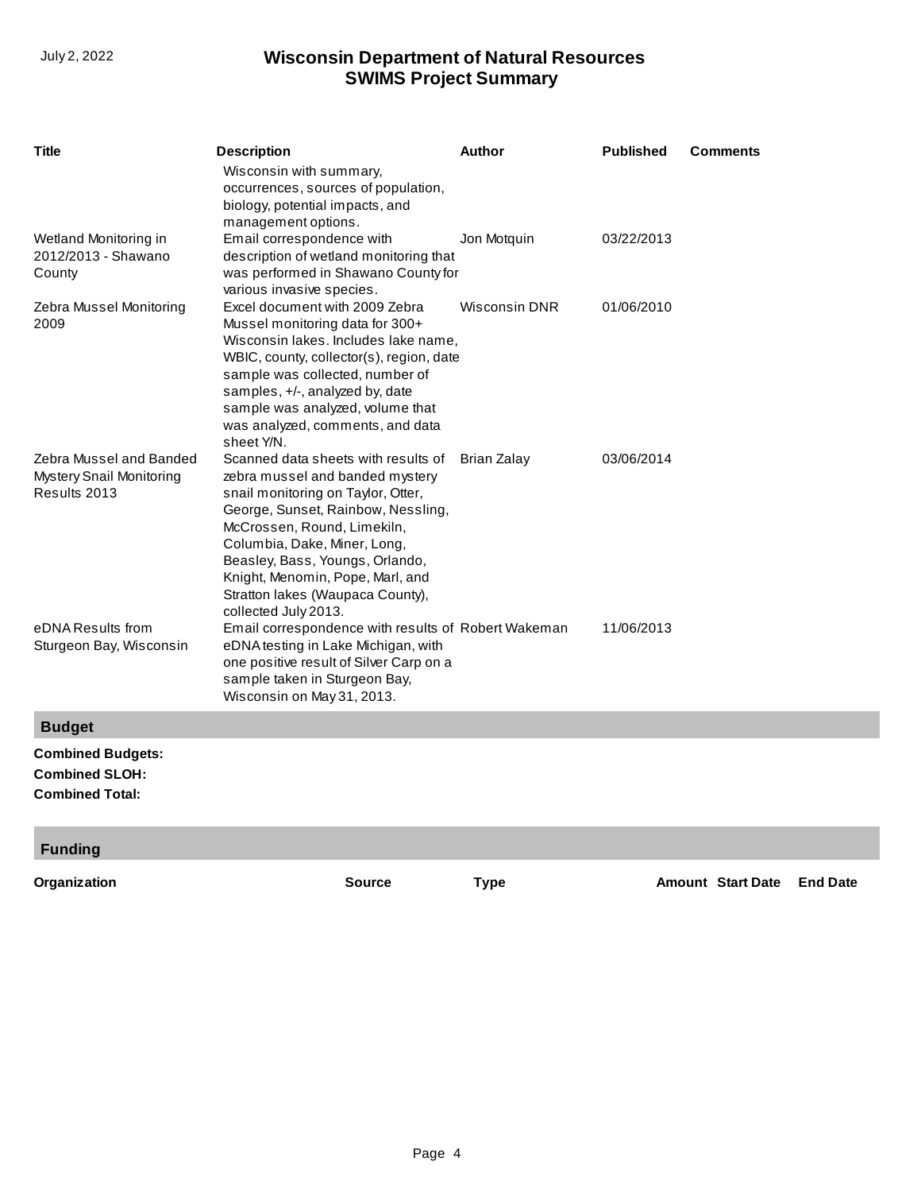| Title | Description | Author | Published | Comments |
|---|---|---|---|---|
| | Wisconsin with summary, occurrences, sources of population, biology, potential impacts, and management options. | | | |
| Wetland Monitoring in 2012/2013 - Shawano County | Email correspondence with description of wetland monitoring that was performed in Shawano County for various invasive species. | Jon Motquin | 03/22/2013 | |
| Zebra Mussel Monitoring 2009 | Excel document with 2009 Zebra Mussel monitoring data for 300+ Wisconsin lakes. Includes lake name, WBIC, county, collector(s), region, date sample was collected, number of samples, +/-, analyzed by, date sample was analyzed, volume that was analyzed, comments, and data sheet Y/N. | Wisconsin DNR | 01/06/2010 | |
| Zebra Mussel and Banded Mystery Snail Monitoring Results 2013 | Scanned data sheets with results of zebra mussel and banded mystery snail monitoring on Taylor, Otter, George, Sunset, Rainbow, Nessling, McCrossen, Round, Limekiln, Columbia, Dake, Miner, Long, Beasley, Bass, Youngs, Orlando, Knight, Menomin, Pope, Marl, and Stratton lakes (Waupaca County), collected July 2013. | Brian Zalay | 03/06/2014 | |
| eDNA Results from Sturgeon Bay, Wisconsin | Email correspondence with results of eDNA testing in Lake Michigan, with one positive result of Silver Carp on a sample taken in Sturgeon Bay, Wisconsin on May 31, 2013. | Robert Wakeman | 11/06/2013 | |

## Budget

**Combined Budgets:**

**Combined SLOH:**

**Combined Total:**

## Funding

| Organization | Source | Type | Amount | Start Date | End Date |
|---|---|---|---|---|---|